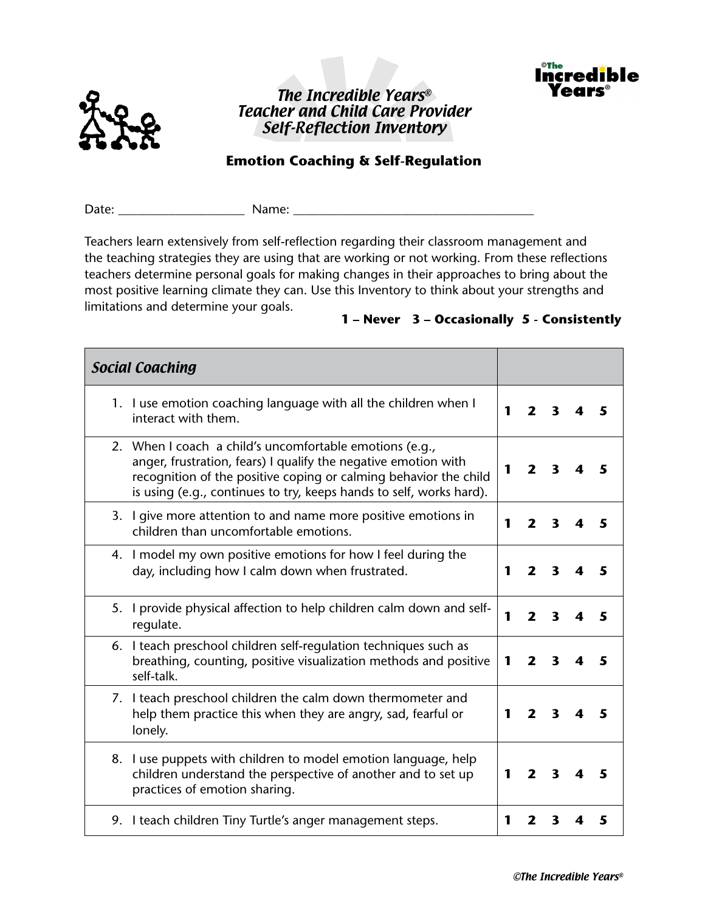# *The Incredible Years®*
# *Teacher and Child Care Provider Self-Reflection Inventory*

## Emotion Coaching & Self-Regulation

Date: ____________________ Name: ______________________________________

Teachers learn extensively from self-reflection regarding their classroom management and the teaching strategies they are using that are working or not working. From these reflections teachers determine personal goals for making changes in their approaches to bring about the most positive learning climate they can. Use this Inventory to think about your strengths and limitations and determine your goals.

**1 – Never 3 – Occasionally 5 - Consistently**

| *Social Coaching* | |
|---|---|
| 1. I use emotion coaching language with all the children when I interact with them. | **1 2 3 4 5** |
| 2. When I coach a child's uncomfortable emotions (e.g., anger, frustration, fears) I qualify the negative emotion with recognition of the positive coping or calming behavior the child is using (e.g., continues to try, keeps hands to self, works hard). | **1 2 3 4 5** |
| 3. I give more attention to and name more positive emotions in children than uncomfortable emotions. | **1 2 3 4 5** |
| 4. I model my own positive emotions for how I feel during the day, including how I calm down when frustrated. | **1 2 3 4 5** |
| 5. I provide physical affection to help children calm down and self-regulate. | **1 2 3 4 5** |
| 6. I teach preschool children self-regulation techniques such as breathing, counting, positive visualization methods and positive self-talk. | **1 2 3 4 5** |
| 7. I teach preschool children the calm down thermometer and help them practice this when they are angry, sad, fearful or lonely. | **1 2 3 4 5** |
| 8. I use puppets with children to model emotion language, help children understand the perspective of another and to set up practices of emotion sharing. | **1 2 3 4 5** |
| 9. I teach children Tiny Turtle's anger management steps. | **1 2 3 4 5** |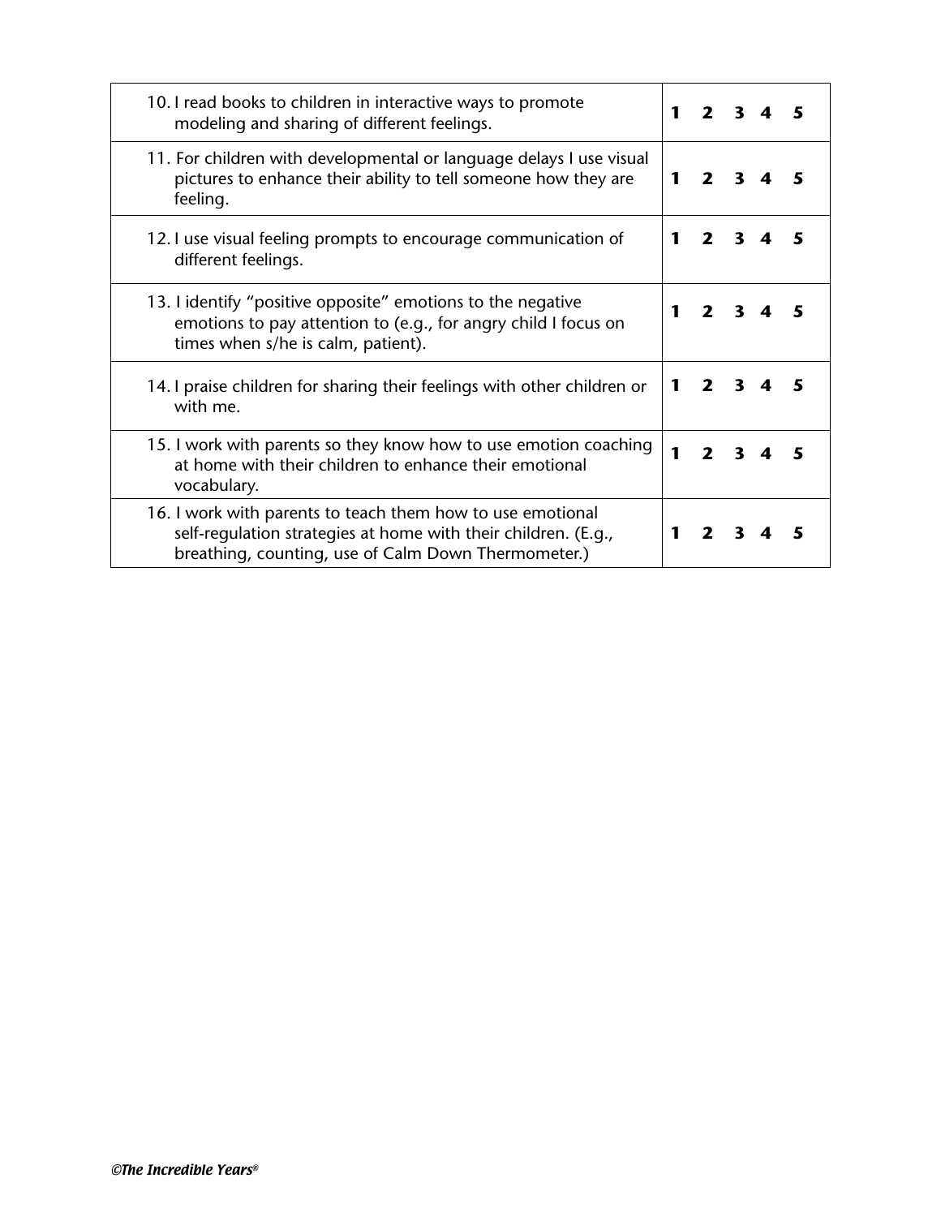| | |
|---|---|
| 10. I read books to children in interactive ways to promote modeling and sharing of different feelings. | **1 2 3 4 5** |
| 11. For children with developmental or language delays I use visual pictures to enhance their ability to tell someone how they are feeling. | **1 2 3 4 5** |
| 12. I use visual feeling prompts to encourage communication of different feelings. | **1 2 3 4 5** |
| 13. I identify "positive opposite" emotions to the negative emotions to pay attention to (e.g., for angry child I focus on times when s/he is calm, patient). | **1 2 3 4 5** |
| 14. I praise children for sharing their feelings with other children or with me. | **1 2 3 4 5** |
| 15. I work with parents so they know how to use emotion coaching at home with their children to enhance their emotional vocabulary. | **1 2 3 4 5** |
| 16. I work with parents to teach them how to use emotional self-regulation strategies at home with their children. (E.g., breathing, counting, use of Calm Down Thermometer.) | **1 2 3 4 5** |

***©The Incredible Years®***